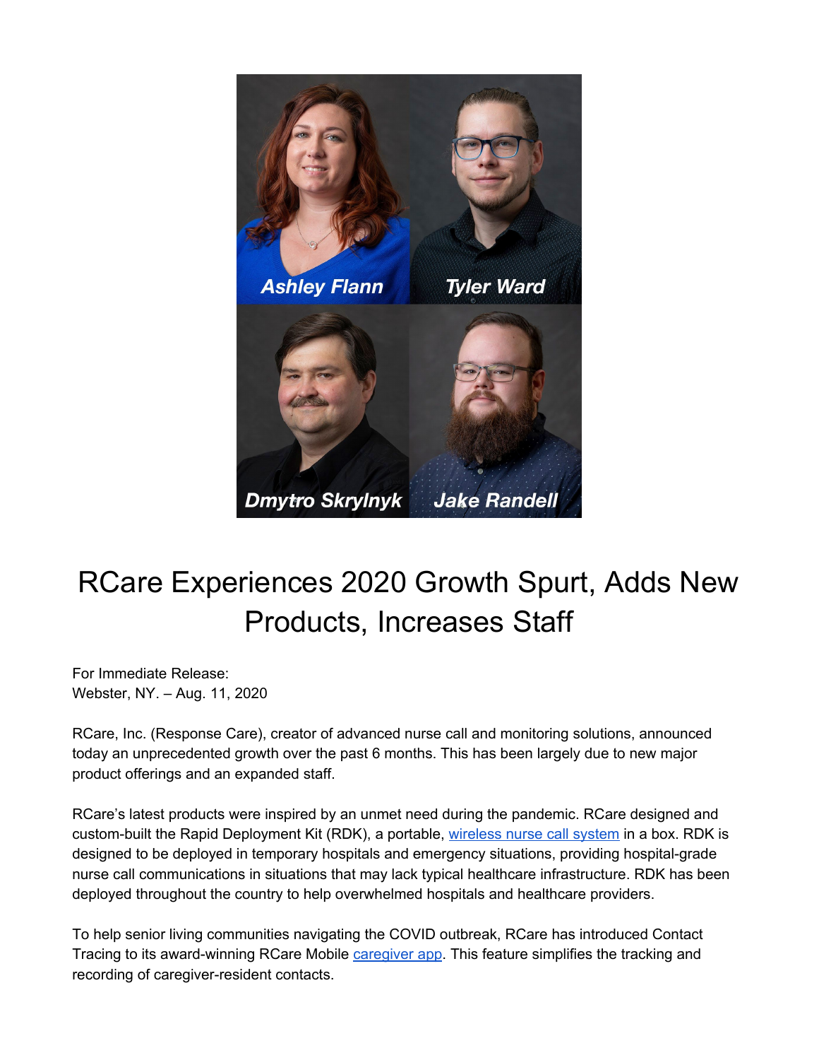Ashley Flann

Tyler Ward

Dmytro Skrylnyk

Jake Randell

# RCare Experiences 2020 Growth Spurt, Adds New Products, Increases Staff

For Immediate Release:
Webster, NY. – Aug. 11, 2020

RCare, Inc. (Response Care), creator of advanced nurse call and monitoring solutions, announced today an unprecedented growth over the past 6 months. This has been largely due to new major product offerings and an expanded staff.

RCare's latest products were inspired by an unmet need during the pandemic. RCare designed and custom-built the Rapid Deployment Kit (RDK), a portable, [wireless nurse call system](wireless nurse call system) in a box. RDK is designed to be deployed in temporary hospitals and emergency situations, providing hospital-grade nurse call communications in situations that may lack typical healthcare infrastructure. RDK has been deployed throughout the country to help overwhelmed hospitals and healthcare providers.

To help senior living communities navigating the COVID outbreak, RCare has introduced Contact Tracing to its award-winning RCare Mobile [caregiver app](caregiver app). This feature simplifies the tracking and recording of caregiver-resident contacts.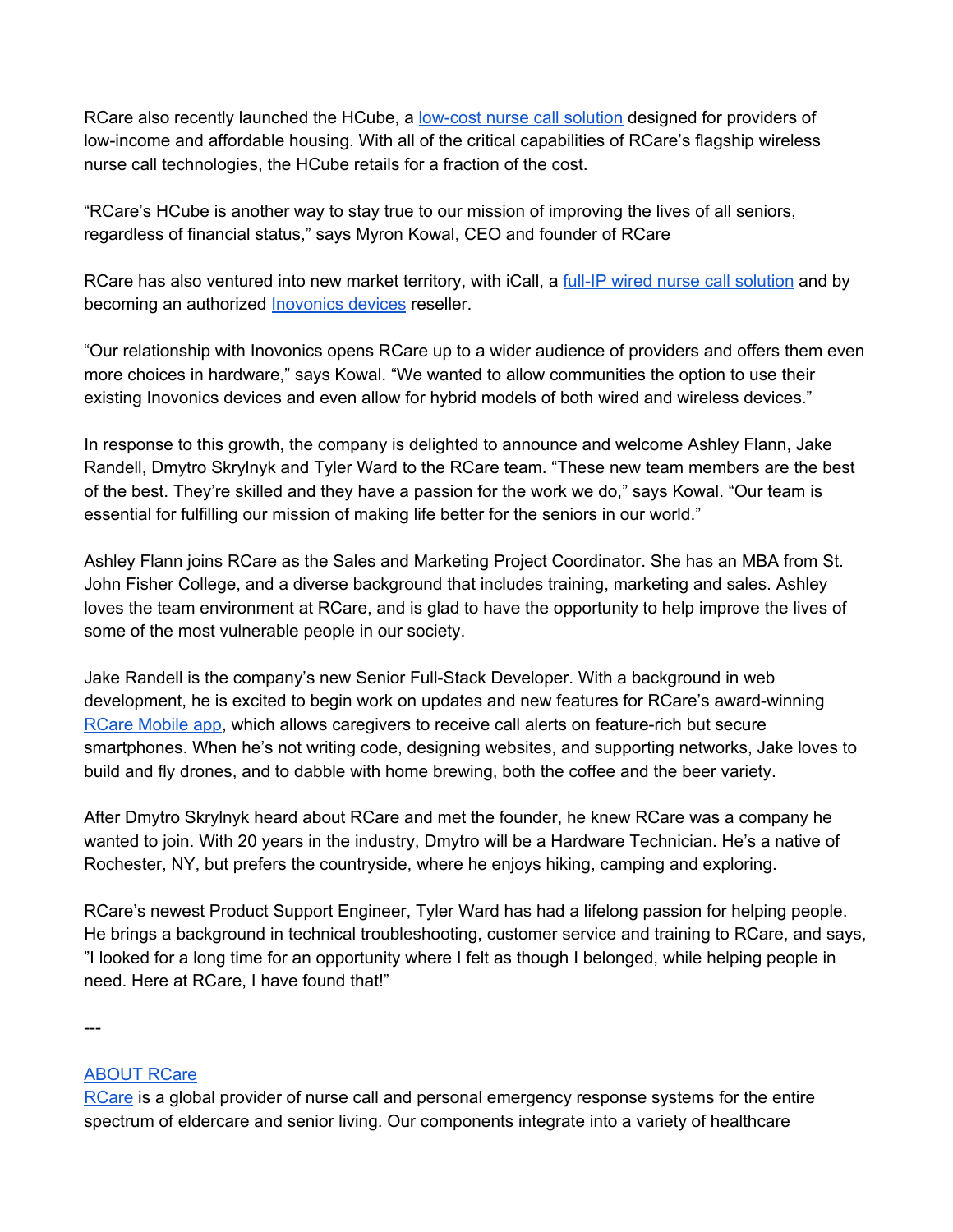RCare also recently launched the HCube, a [low-cost nurse call solution] designed for providers of low-income and affordable housing. With all of the critical capabilities of RCare's flagship wireless nurse call technologies, the HCube retails for a fraction of the cost.

"RCare's HCube is another way to stay true to our mission of improving the lives of all seniors, regardless of financial status," says Myron Kowal, CEO and founder of RCare

RCare has also ventured into new market territory, with iCall, a [full-IP wired nurse call solution] and by becoming an authorized [Inovonics devices] reseller.

"Our relationship with Inovonics opens RCare up to a wider audience of providers and offers them even more choices in hardware," says Kowal. "We wanted to allow communities the option to use their existing Inovonics devices and even allow for hybrid models of both wired and wireless devices."

In response to this growth, the company is delighted to announce and welcome Ashley Flann, Jake Randell, Dmytro Skrylnyk and Tyler Ward to the RCare team. "These new team members are the best of the best. They're skilled and they have a passion for the work we do," says Kowal. "Our team is essential for fulfilling our mission of making life better for the seniors in our world."

Ashley Flann joins RCare as the Sales and Marketing Project Coordinator. She has an MBA from St. John Fisher College, and a diverse background that includes training, marketing and sales. Ashley loves the team environment at RCare, and is glad to have the opportunity to help improve the lives of some of the most vulnerable people in our society.

Jake Randell is the company's new Senior Full-Stack Developer. With a background in web development, he is excited to begin work on updates and new features for RCare's award-winning [RCare Mobile app], which allows caregivers to receive call alerts on feature-rich but secure smartphones. When he's not writing code, designing websites, and supporting networks, Jake loves to build and fly drones, and to dabble with home brewing, both the coffee and the beer variety.

After Dmytro Skrylnyk heard about RCare and met the founder, he knew RCare was a company he wanted to join. With 20 years in the industry, Dmytro will be a Hardware Technician. He's a native of Rochester, NY, but prefers the countryside, where he enjoys hiking, camping and exploring.

RCare's newest Product Support Engineer, Tyler Ward has had a lifelong passion for helping people. He brings a background in technical troubleshooting, customer service and training to RCare, and says, "I looked for a long time for an opportunity where I felt as though I belonged, while helping people in need. Here at RCare, I have found that!"

---

[ABOUT RCare]

[RCare] is a global provider of nurse call and personal emergency response systems for the entire spectrum of eldercare and senior living. Our components integrate into a variety of healthcare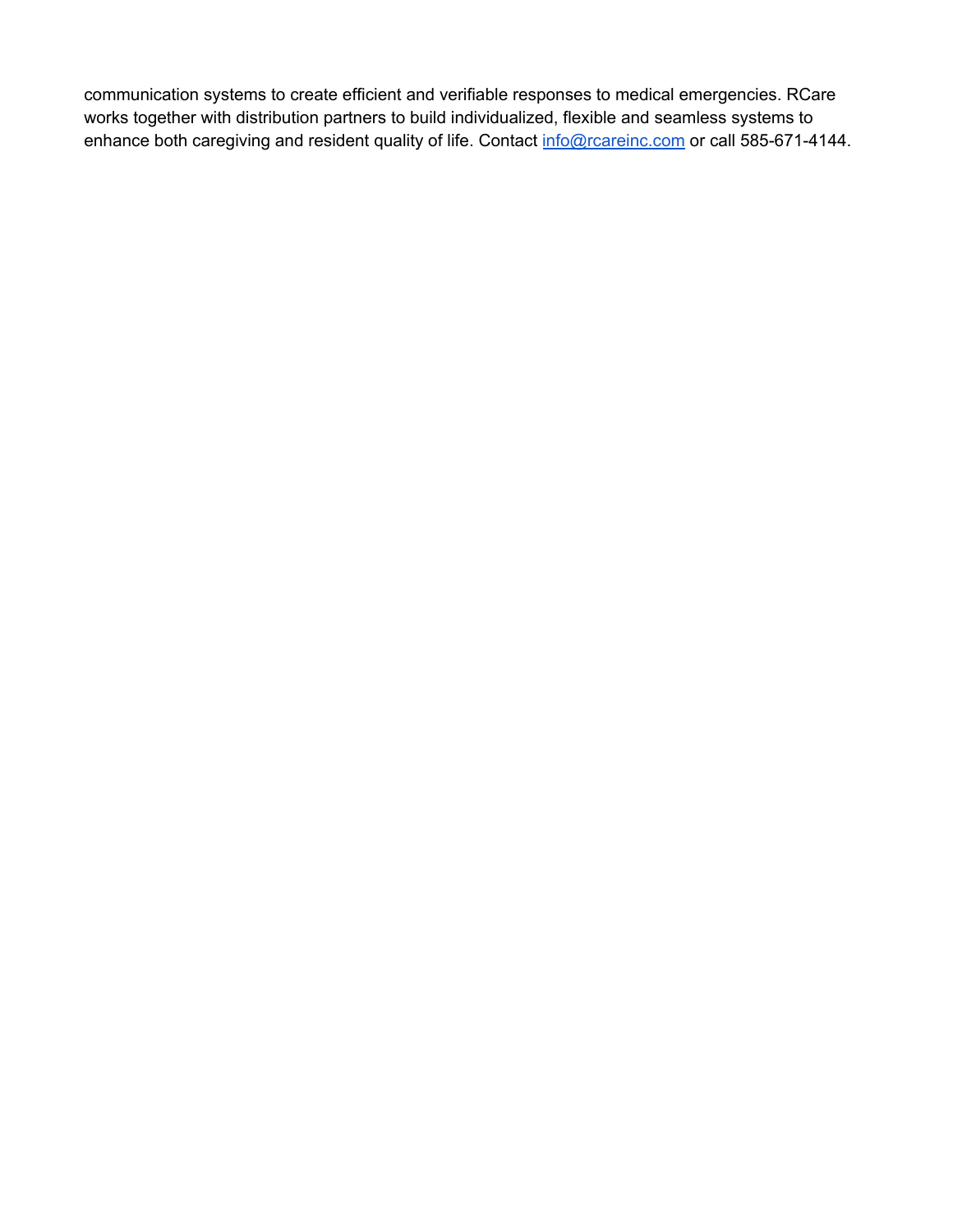communication systems to create efficient and verifiable responses to medical emergencies. RCare works together with distribution partners to build individualized, flexible and seamless systems to enhance both caregiving and resident quality of life. Contact [info@rcareinc.com](mailto:info@rcareinc.com) or call 585-671-4144.